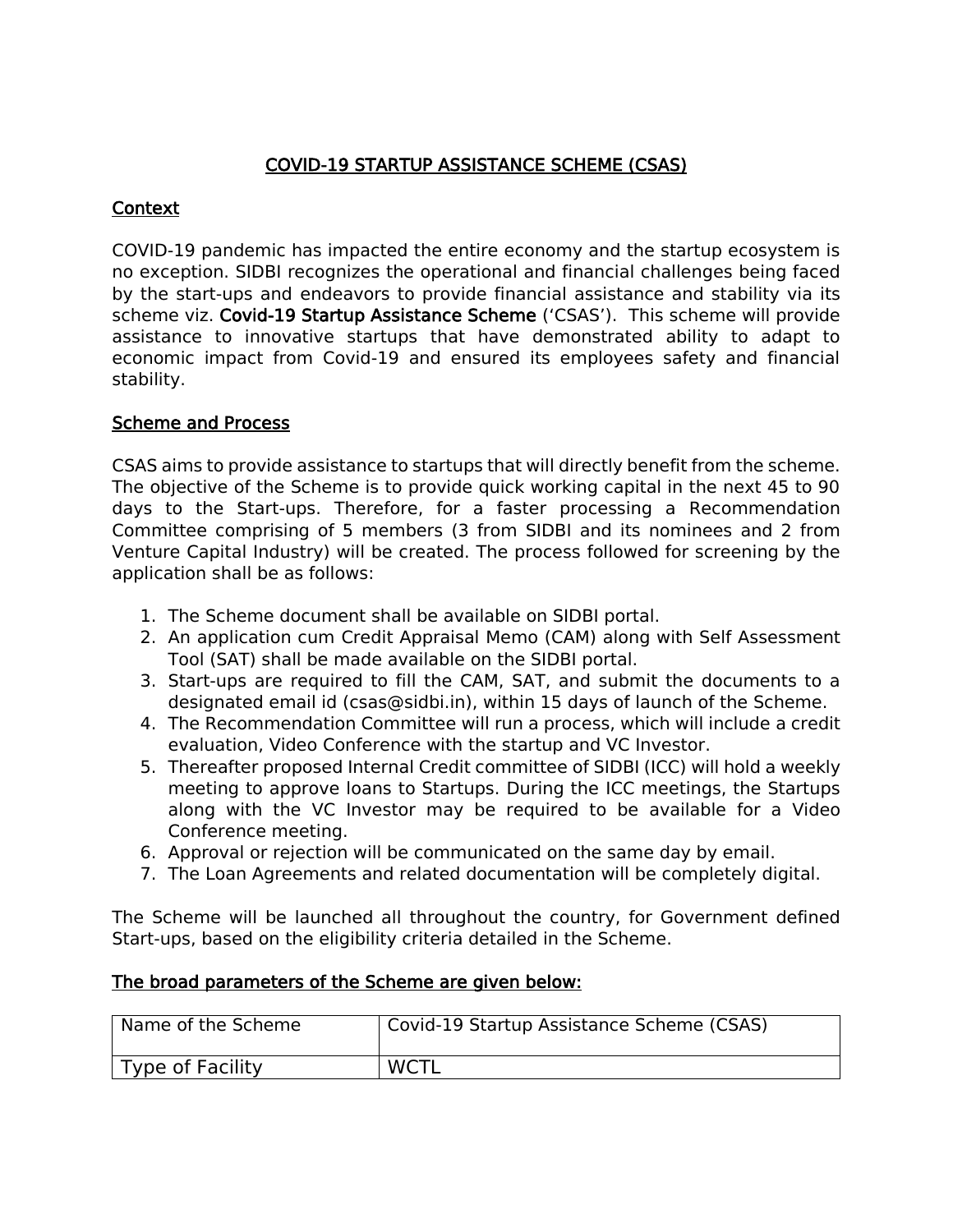# COVID-19 STARTUP ASSISTANCE SCHEME (CSAS)

## Context

COVID-19 pandemic has impacted the entire economy and the startup ecosystem is no exception. SIDBI recognizes the operational and financial challenges being faced by the start-ups and endeavors to provide financial assistance and stability via its scheme viz. **Covid-19 Startup Assistance Scheme** ('CSAS'). This scheme will provide assistance to innovative startups that have demonstrated ability to adapt to economic impact from Covid-19 and ensured its employees safety and financial stability.

## Scheme and Process

CSAS aims to provide assistance to startups that will directly benefit from the scheme. The objective of the Scheme is to provide quick working capital in the next 45 to 90 days to the Start-ups. Therefore, for a faster processing a Recommendation Committee comprising of 5 members (3 from SIDBI and its nominees and 2 from Venture Capital Industry) will be created. The process followed for screening by the application shall be as follows:

1. The Scheme document shall be available on SIDBI portal.
2. An application cum Credit Appraisal Memo (CAM) along with Self Assessment Tool (SAT) shall be made available on the SIDBI portal.
3. Start-ups are required to fill the CAM, SAT, and submit the documents to a designated email id (csas@sidbi.in), within 15 days of launch of the Scheme.
4. The Recommendation Committee will run a process, which will include a credit evaluation, Video Conference with the startup and VC Investor.
5. Thereafter proposed Internal Credit committee of SIDBI (ICC) will hold a weekly meeting to approve loans to Startups. During the ICC meetings, the Startups along with the VC Investor may be required to be available for a Video Conference meeting.
6. Approval or rejection will be communicated on the same day by email.
7. The Loan Agreements and related documentation will be completely digital.

The Scheme will be launched all throughout the country, for Government defined Start-ups, based on the eligibility criteria detailed in the Scheme.

## The broad parameters of the Scheme are given below:

| Name of the Scheme | Covid-19 Startup Assistance Scheme (CSAS) |
|---|---|
| Type of Facility | WCTL |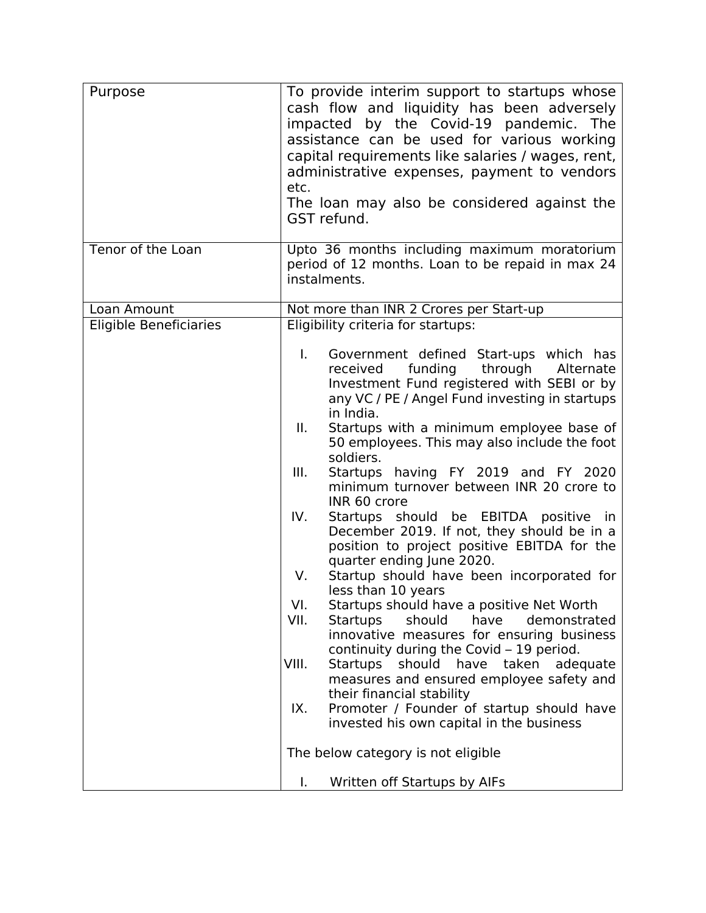| | |
|---|---|
| Purpose | To provide interim support to startups whose cash flow and liquidity has been adversely impacted by the Covid-19 pandemic. The assistance can be used for various working capital requirements like salaries / wages, rent, administrative expenses, payment to vendors etc.<br>The loan may also be considered against the GST refund. |
| Tenor of the Loan | Upto 36 months including maximum moratorium period of 12 months. Loan to be repaid in max 24 instalments. |
| Loan Amount | Not more than INR 2 Crores per Start-up |
| Eligible Beneficiaries | Eligibility criteria for startups:<br><br>I. Government defined Start-ups which has received funding through Alternate Investment Fund registered with SEBI or by any VC / PE / Angel Fund investing in startups in India.<br>II. Startups with a minimum employee base of 50 employees. This may also include the foot soldiers.<br>III. Startups having FY 2019 and FY 2020 minimum turnover between INR 20 crore to INR 60 crore<br>IV. Startups should be EBITDA positive in December 2019. If not, they should be in a position to project positive EBITDA for the quarter ending June 2020.<br>V. Startup should have been incorporated for less than 10 years<br>VI. Startups should have a positive Net Worth<br>VII. Startups should have demonstrated innovative measures for ensuring business continuity during the Covid – 19 period.<br>VIII. Startups should have taken adequate measures and ensured employee safety and their financial stability<br>IX. Promoter / Founder of startup should have invested his own capital in the business<br><br>The below category is not eligible<br><br>I. Written off Startups by AIFs |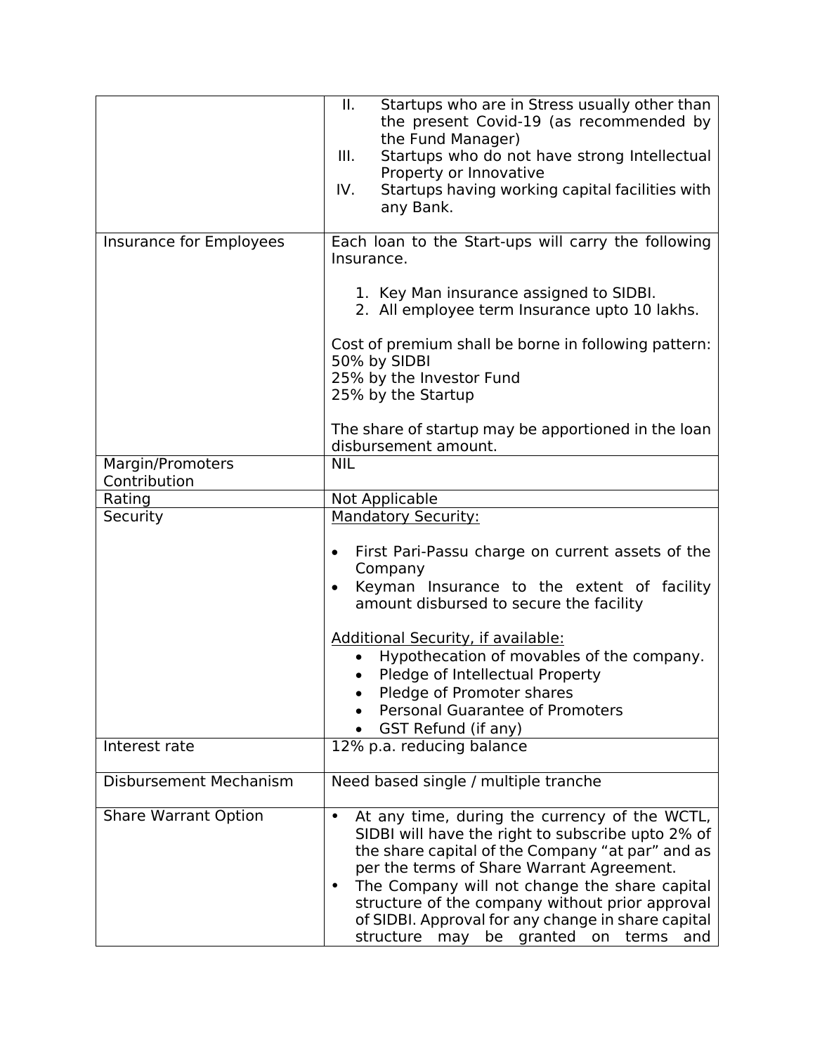| | |
|---|---|
| | II. Startups who are in Stress usually other than the present Covid-19 (as recommended by the Fund Manager)<br>III. Startups who do not have strong Intellectual Property or Innovative<br>IV. Startups having working capital facilities with any Bank. |
| Insurance for Employees | Each loan to the Start-ups will carry the following Insurance.<br><br>1. Key Man insurance assigned to SIDBI.<br>2. All employee term Insurance upto 10 lakhs.<br><br>Cost of premium shall be borne in following pattern:<br>50% by SIDBI<br>25% by the Investor Fund<br>25% by the Startup<br><br>The share of startup may be apportioned in the loan disbursement amount. |
| Margin/Promoters Contribution | NIL |
| Rating | Not Applicable |
| Security | <u>Mandatory Security:</u><br><br>• First Pari-Passu charge on current assets of the Company<br>• Keyman Insurance to the extent of facility amount disbursed to secure the facility<br><br><u>Additional Security, if available:</u><br>• Hypothecation of movables of the company.<br>• Pledge of Intellectual Property<br>• Pledge of Promoter shares<br>• Personal Guarantee of Promoters<br>• GST Refund (if any) |
| Interest rate | 12% p.a. reducing balance |
| Disbursement Mechanism | Need based single / multiple tranche |
| Share Warrant Option | • At any time, during the currency of the WCTL, SIDBI will have the right to subscribe upto 2% of the share capital of the Company "at par" and as per the terms of Share Warrant Agreement.<br>• The Company will not change the share capital structure of the company without prior approval of SIDBI. Approval for any change in share capital structure may be granted on terms and |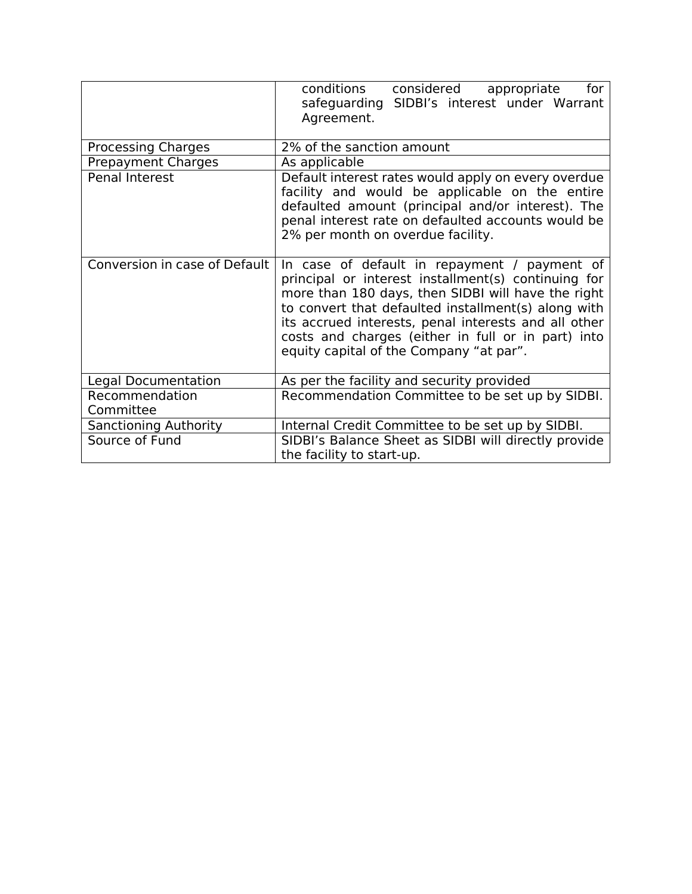| | |
|---|---|
| | conditions considered appropriate for safeguarding SIDBI's interest under Warrant Agreement. |
| Processing Charges | 2% of the sanction amount |
| Prepayment Charges | As applicable |
| Penal Interest | Default interest rates would apply on every overdue facility and would be applicable on the entire defaulted amount (principal and/or interest). The penal interest rate on defaulted accounts would be 2% per month on overdue facility. |
| Conversion in case of Default | In case of default in repayment / payment of principal or interest installment(s) continuing for more than 180 days, then SIDBI will have the right to convert that defaulted installment(s) along with its accrued interests, penal interests and all other costs and charges (either in full or in part) into equity capital of the Company "at par". |
| Legal Documentation | As per the facility and security provided |
| Recommendation Committee | Recommendation Committee to be set up by SIDBI. |
| Sanctioning Authority | Internal Credit Committee to be set up by SIDBI. |
| Source of Fund | SIDBI's Balance Sheet as SIDBI will directly provide the facility to start-up. |